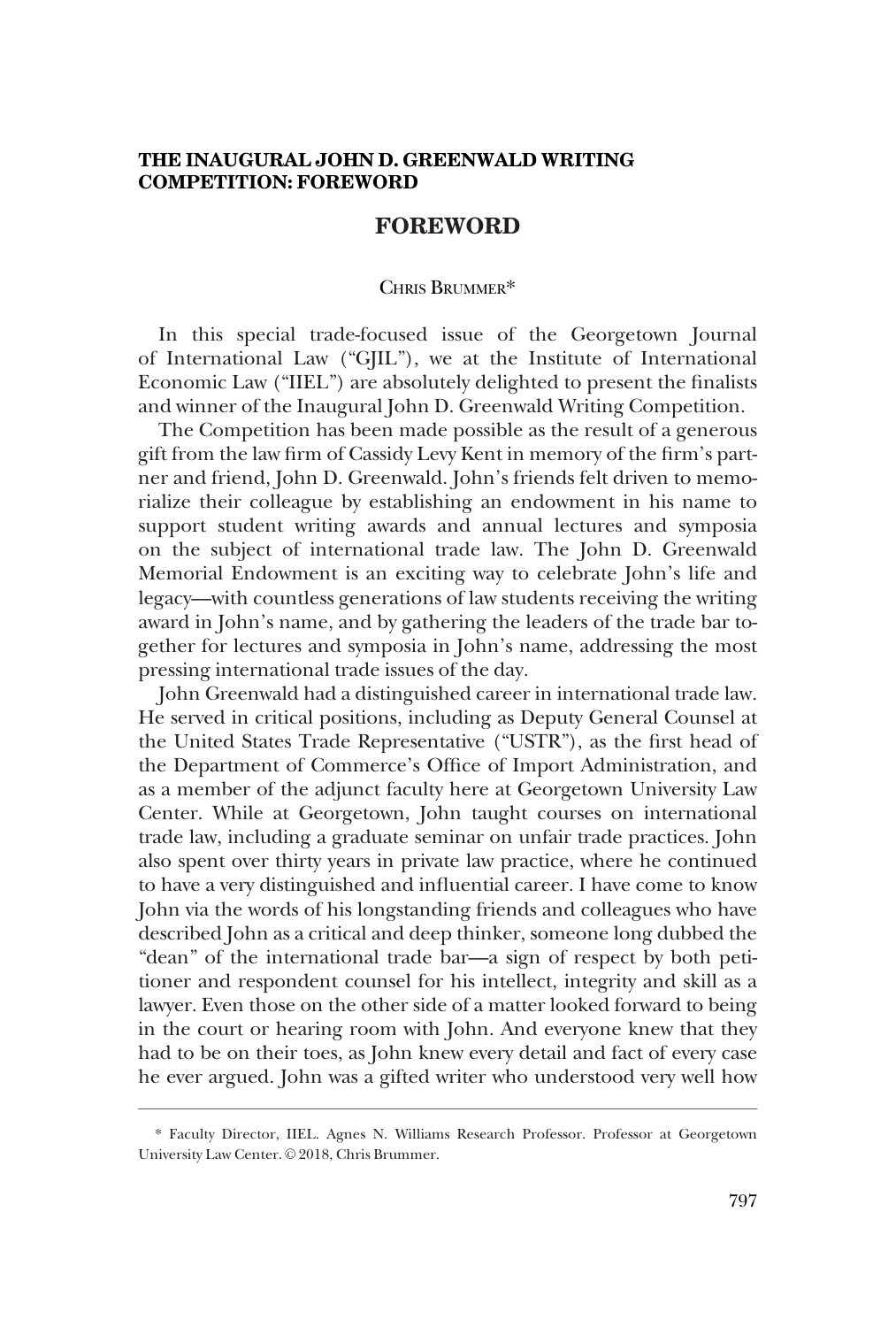**THE INAUGURAL JOHN D. GREENWALD WRITING COMPETITION: FOREWORD**

# FOREWORD

CHRIS BRUMMER*

In this special trade-focused issue of the Georgetown Journal of International Law ("GJIL"), we at the Institute of International Economic Law ("IIEL") are absolutely delighted to present the finalists and winner of the Inaugural John D. Greenwald Writing Competition.

The Competition has been made possible as the result of a generous gift from the law firm of Cassidy Levy Kent in memory of the firm's partner and friend, John D. Greenwald. John's friends felt driven to memorialize their colleague by establishing an endowment in his name to support student writing awards and annual lectures and symposia on the subject of international trade law. The John D. Greenwald Memorial Endowment is an exciting way to celebrate John's life and legacy—with countless generations of law students receiving the writing award in John's name, and by gathering the leaders of the trade bar together for lectures and symposia in John's name, addressing the most pressing international trade issues of the day.

John Greenwald had a distinguished career in international trade law. He served in critical positions, including as Deputy General Counsel at the United States Trade Representative ("USTR"), as the first head of the Department of Commerce's Office of Import Administration, and as a member of the adjunct faculty here at Georgetown University Law Center. While at Georgetown, John taught courses on international trade law, including a graduate seminar on unfair trade practices. John also spent over thirty years in private law practice, where he continued to have a very distinguished and influential career. I have come to know John via the words of his longstanding friends and colleagues who have described John as a critical and deep thinker, someone long dubbed the "dean" of the international trade bar—a sign of respect by both petitioner and respondent counsel for his intellect, integrity and skill as a lawyer. Even those on the other side of a matter looked forward to being in the court or hearing room with John. And everyone knew that they had to be on their toes, as John knew every detail and fact of every case he ever argued. John was a gifted writer who understood very well how

---

\* Faculty Director, IIEL. Agnes N. Williams Research Professor. Professor at Georgetown University Law Center. © 2018, Chris Brummer.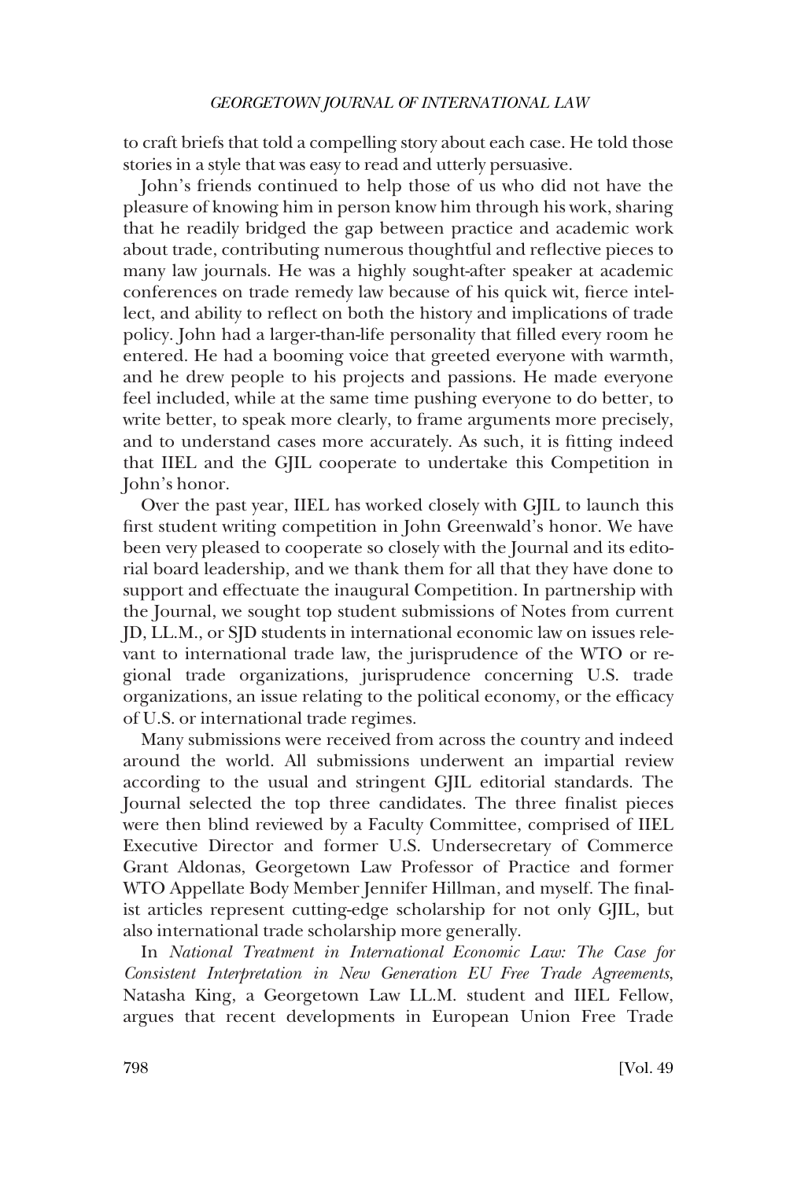to craft briefs that told a compelling story about each case. He told those stories in a style that was easy to read and utterly persuasive.

John's friends continued to help those of us who did not have the pleasure of knowing him in person know him through his work, sharing that he readily bridged the gap between practice and academic work about trade, contributing numerous thoughtful and reflective pieces to many law journals. He was a highly sought-after speaker at academic conferences on trade remedy law because of his quick wit, fierce intellect, and ability to reflect on both the history and implications of trade policy. John had a larger-than-life personality that filled every room he entered. He had a booming voice that greeted everyone with warmth, and he drew people to his projects and passions. He made everyone feel included, while at the same time pushing everyone to do better, to write better, to speak more clearly, to frame arguments more precisely, and to understand cases more accurately. As such, it is fitting indeed that IIEL and the GJIL cooperate to undertake this Competition in John's honor.

Over the past year, IIEL has worked closely with GJIL to launch this first student writing competition in John Greenwald's honor. We have been very pleased to cooperate so closely with the Journal and its editorial board leadership, and we thank them for all that they have done to support and effectuate the inaugural Competition. In partnership with the Journal, we sought top student submissions of Notes from current JD, LL.M., or SJD students in international economic law on issues relevant to international trade law, the jurisprudence of the WTO or regional trade organizations, jurisprudence concerning U.S. trade organizations, an issue relating to the political economy, or the efficacy of U.S. or international trade regimes.

Many submissions were received from across the country and indeed around the world. All submissions underwent an impartial review according to the usual and stringent GJIL editorial standards. The Journal selected the top three candidates. The three finalist pieces were then blind reviewed by a Faculty Committee, comprised of IIEL Executive Director and former U.S. Undersecretary of Commerce Grant Aldonas, Georgetown Law Professor of Practice and former WTO Appellate Body Member Jennifer Hillman, and myself. The finalist articles represent cutting-edge scholarship for not only GJIL, but also international trade scholarship more generally.

In *National Treatment in International Economic Law: The Case for Consistent Interpretation in New Generation EU Free Trade Agreements*, Natasha King, a Georgetown Law LL.M. student and IIEL Fellow, argues that recent developments in European Union Free Trade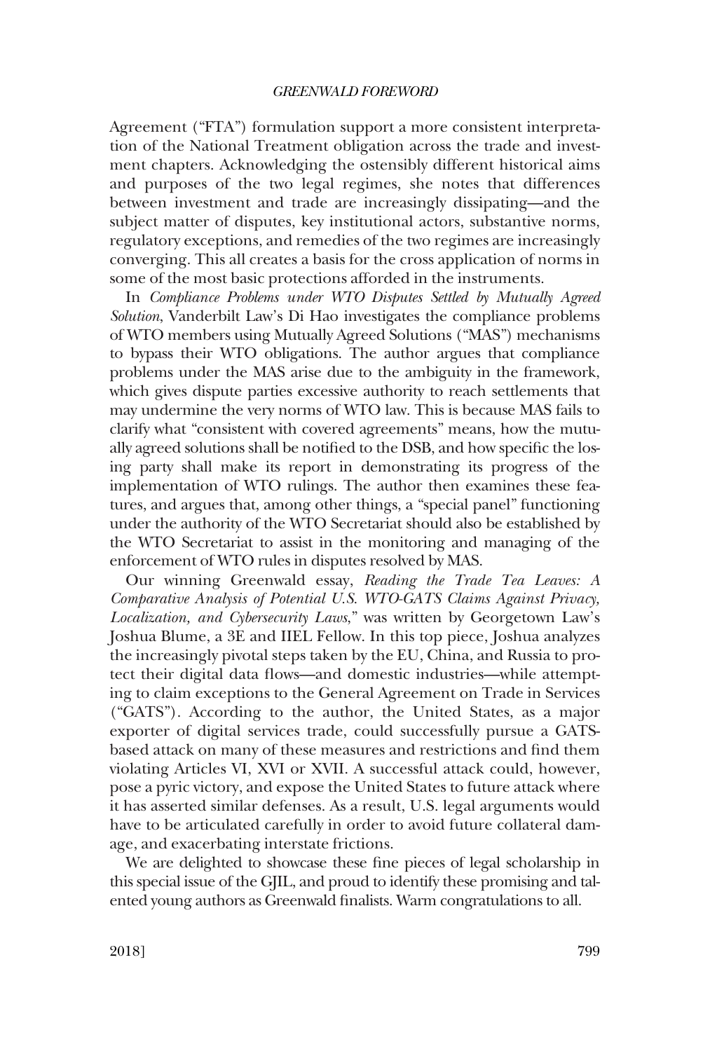Agreement ("FTA") formulation support a more consistent interpretation of the National Treatment obligation across the trade and investment chapters. Acknowledging the ostensibly different historical aims and purposes of the two legal regimes, she notes that differences between investment and trade are increasingly dissipating—and the subject matter of disputes, key institutional actors, substantive norms, regulatory exceptions, and remedies of the two regimes are increasingly converging. This all creates a basis for the cross application of norms in some of the most basic protections afforded in the instruments.

In *Compliance Problems under WTO Disputes Settled by Mutually Agreed Solution*, Vanderbilt Law's Di Hao investigates the compliance problems of WTO members using Mutually Agreed Solutions ("MAS") mechanisms to bypass their WTO obligations. The author argues that compliance problems under the MAS arise due to the ambiguity in the framework, which gives dispute parties excessive authority to reach settlements that may undermine the very norms of WTO law. This is because MAS fails to clarify what "consistent with covered agreements" means, how the mutually agreed solutions shall be notified to the DSB, and how specific the losing party shall make its report in demonstrating its progress of the implementation of WTO rulings. The author then examines these features, and argues that, among other things, a "special panel" functioning under the authority of the WTO Secretariat should also be established by the WTO Secretariat to assist in the monitoring and managing of the enforcement of WTO rules in disputes resolved by MAS.

Our winning Greenwald essay, *Reading the Trade Tea Leaves: A Comparative Analysis of Potential U.S. WTO-GATS Claims Against Privacy, Localization, and Cybersecurity Laws*," was written by Georgetown Law's Joshua Blume, a 3E and IIEL Fellow. In this top piece, Joshua analyzes the increasingly pivotal steps taken by the EU, China, and Russia to protect their digital data flows—and domestic industries—while attempting to claim exceptions to the General Agreement on Trade in Services ("GATS"). According to the author, the United States, as a major exporter of digital services trade, could successfully pursue a GATS-based attack on many of these measures and restrictions and find them violating Articles VI, XVI or XVII. A successful attack could, however, pose a pyric victory, and expose the United States to future attack where it has asserted similar defenses. As a result, U.S. legal arguments would have to be articulated carefully in order to avoid future collateral damage, and exacerbating interstate frictions.

We are delighted to showcase these fine pieces of legal scholarship in this special issue of the GJIL, and proud to identify these promising and talented young authors as Greenwald finalists. Warm congratulations to all.